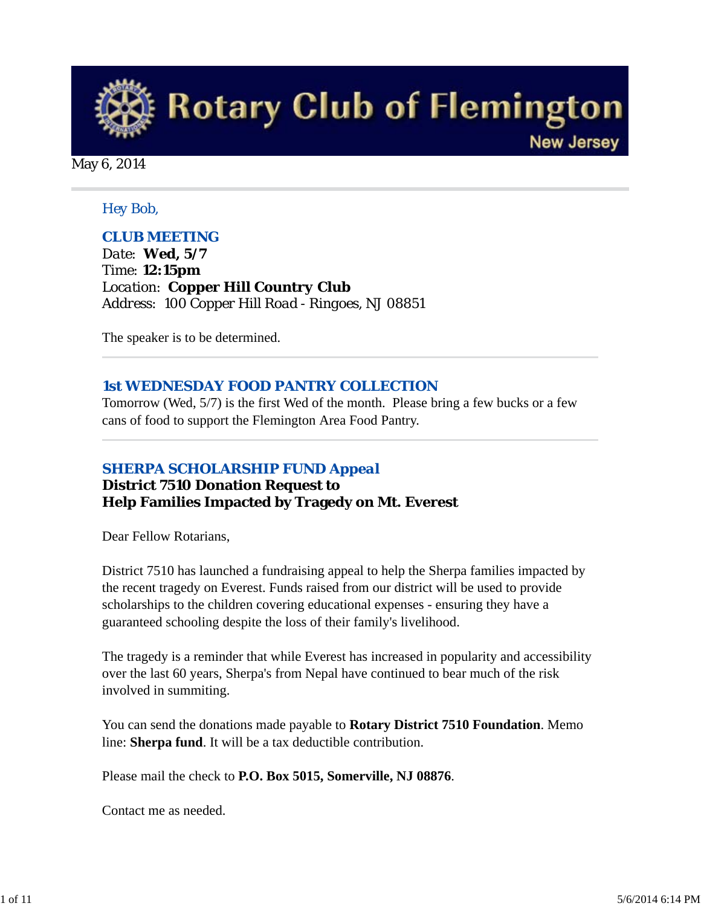# Rotary Club of Flemington

New Jersey

May 6, 2014

Hey Bob,

## CLUB MEETING

Date: **Wed, 5/7**
Time: **12:15pm**
Location: **Copper Hill Country Club**
Address: 100 Copper Hill Road - Ringoes, NJ 08851

The speaker is to be determined.

---

## 1st WEDNESDAY FOOD PANTRY COLLECTION

Tomorrow (Wed, 5/7) is the first Wed of the month. Please bring a few bucks or a few cans of food to support the Flemington Area Food Pantry.

---

## SHERPA SCHOLARSHIP FUND Appeal

**District 7510 Donation Request to**
**Help Families Impacted by Tragedy on Mt. Everest**

Dear Fellow Rotarians,

District 7510 has launched a fundraising appeal to help the Sherpa families impacted by the recent tragedy on Everest. Funds raised from our district will be used to provide scholarships to the children covering educational expenses - ensuring they have a guaranteed schooling despite the loss of their family's livelihood.

The tragedy is a reminder that while Everest has increased in popularity and accessibility over the last 60 years, Sherpa's from Nepal have continued to bear much of the risk involved in summiting.

You can send the donations made payable to **Rotary District 7510 Foundation**. Memo line: **Sherpa fund**. It will be a tax deductible contribution.

Please mail the check to **P.O. Box 5015, Somerville, NJ 08876**.

Contact me as needed.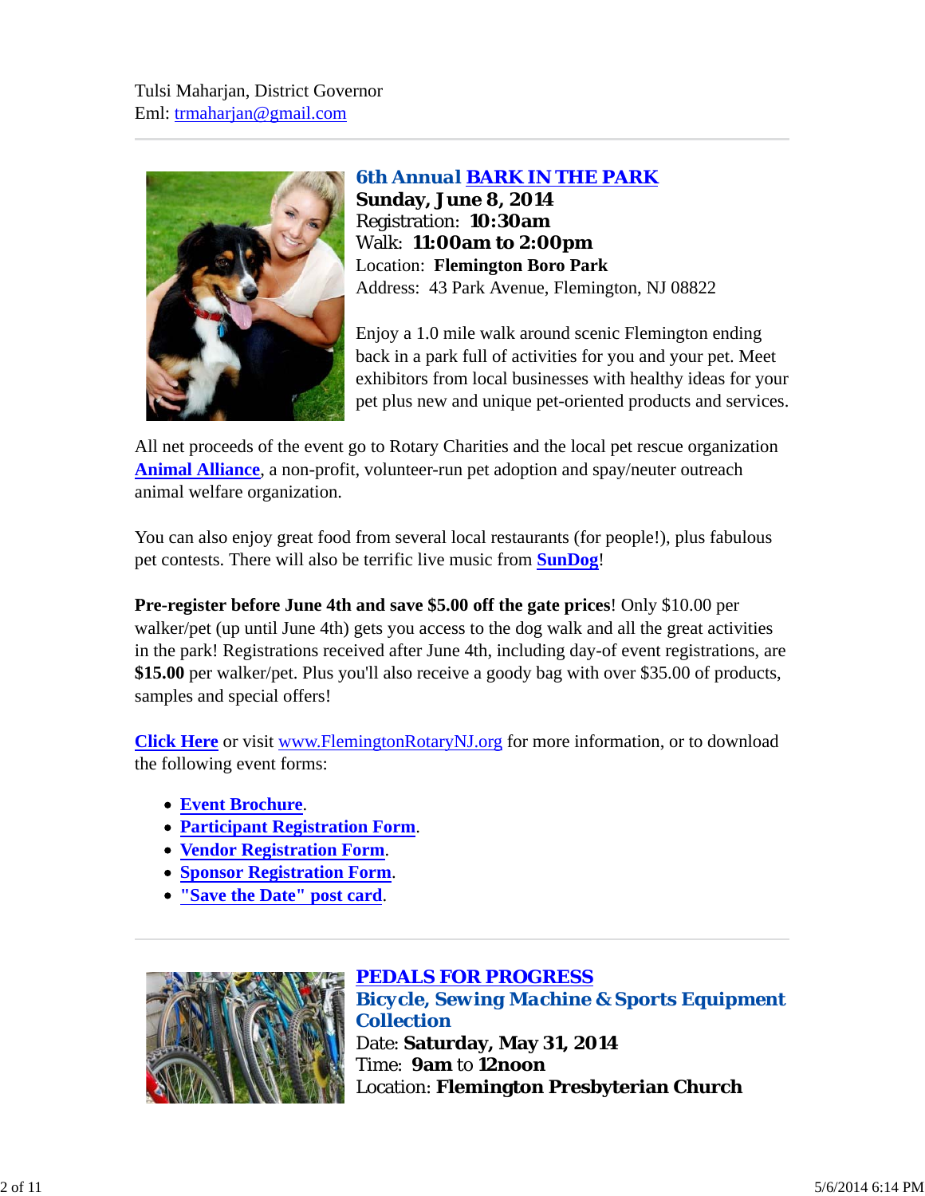Tulsi Maharjan, District Governor
Eml: trmaharjan@gmail.com

---

### 6th Annual BARK IN THE PARK

**Sunday, June 8, 2014**
Registration: **10:30am**
Walk: **11:00am to 2:00pm**
Location: **Flemington Boro Park**
Address: 43 Park Avenue, Flemington, NJ 08822

Enjoy a 1.0 mile walk around scenic Flemington ending back in a park full of activities for you and your pet. Meet exhibitors from local businesses with healthy ideas for your pet plus new and unique pet-oriented products and services.

All net proceeds of the event go to Rotary Charities and the local pet rescue organization **Animal Alliance**, a non-profit, volunteer-run pet adoption and spay/neuter outreach animal welfare organization.

You can also enjoy great food from several local restaurants (for people!), plus fabulous pet contests. There will also be terrific live music from **SunDog**!

**Pre-register before June 4th and save $5.00 off the gate prices**! Only $10.00 per walker/pet (up until June 4th) gets you access to the dog walk and all the great activities in the park! Registrations received after June 4th, including day-of event registrations, are **$15.00** per walker/pet. Plus you'll also receive a goody bag with over $35.00 of products, samples and special offers!

**Click Here** or visit www.FlemingtonRotaryNJ.org for more information, or to download the following event forms:

- **Event Brochure**.
- **Participant Registration Form**.
- **Vendor Registration Form**.
- **Sponsor Registration Form**.
- **"Save the Date" post card**.

---

### PEDALS FOR PROGRESS

### Bicycle, Sewing Machine & Sports Equipment Collection

Date: **Saturday, May 31, 2014**
Time: **9am** to **12noon**
Location: **Flemington Presbyterian Church**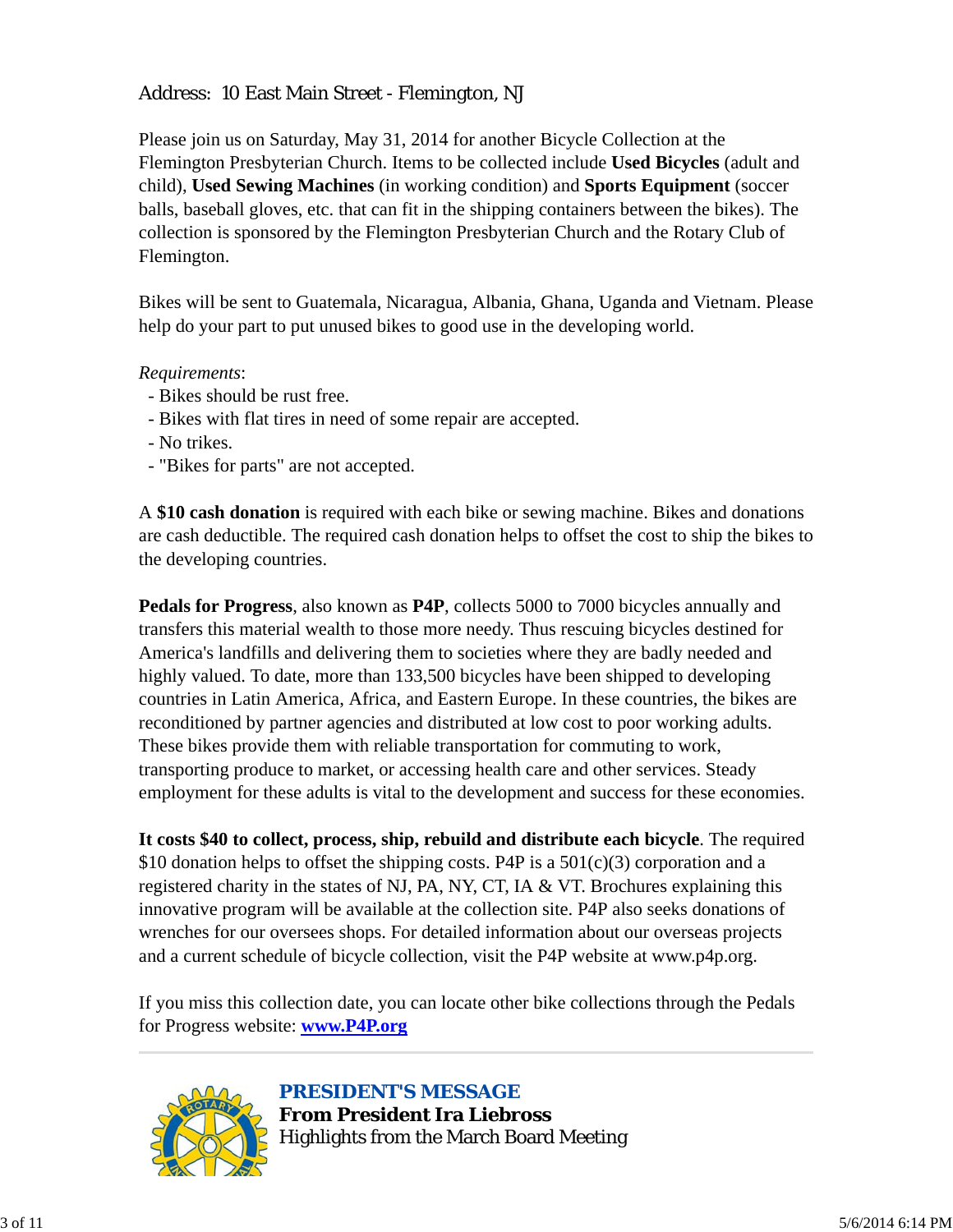Address: 10 East Main Street - Flemington, NJ

Please join us on Saturday, May 31, 2014 for another Bicycle Collection at the Flemington Presbyterian Church. Items to be collected include **Used Bicycles** (adult and child), **Used Sewing Machines** (in working condition) and **Sports Equipment** (soccer balls, baseball gloves, etc. that can fit in the shipping containers between the bikes). The collection is sponsored by the Flemington Presbyterian Church and the Rotary Club of Flemington.

Bikes will be sent to Guatemala, Nicaragua, Albania, Ghana, Uganda and Vietnam. Please help do your part to put unused bikes to good use in the developing world.

*Requirements*:

- Bikes should be rust free.
- Bikes with flat tires in need of some repair are accepted.
- No trikes.
- "Bikes for parts" are not accepted.

A **$10 cash donation** is required with each bike or sewing machine. Bikes and donations are cash deductible. The required cash donation helps to offset the cost to ship the bikes to the developing countries.

**Pedals for Progress**, also known as **P4P**, collects 5000 to 7000 bicycles annually and transfers this material wealth to those more needy. Thus rescuing bicycles destined for America's landfills and delivering them to societies where they are badly needed and highly valued. To date, more than 133,500 bicycles have been shipped to developing countries in Latin America, Africa, and Eastern Europe. In these countries, the bikes are reconditioned by partner agencies and distributed at low cost to poor working adults. These bikes provide them with reliable transportation for commuting to work, transporting produce to market, or accessing health care and other services. Steady employment for these adults is vital to the development and success for these economies.

**It costs $40 to collect, process, ship, rebuild and distribute each bicycle**. The required $10 donation helps to offset the shipping costs. P4P is a 501(c)(3) corporation and a registered charity in the states of NJ, PA, NY, CT, IA & VT. Brochures explaining this innovative program will be available at the collection site. P4P also seeks donations of wrenches for our oversees shops. For detailed information about our overseas projects and a current schedule of bicycle collection, visit the P4P website at www.p4p.org.

If you miss this collection date, you can locate other bike collections through the Pedals for Progress website: **www.P4P.org**

---

## PRESIDENT'S MESSAGE

**From President Ira Liebross**

Highlights from the March Board Meeting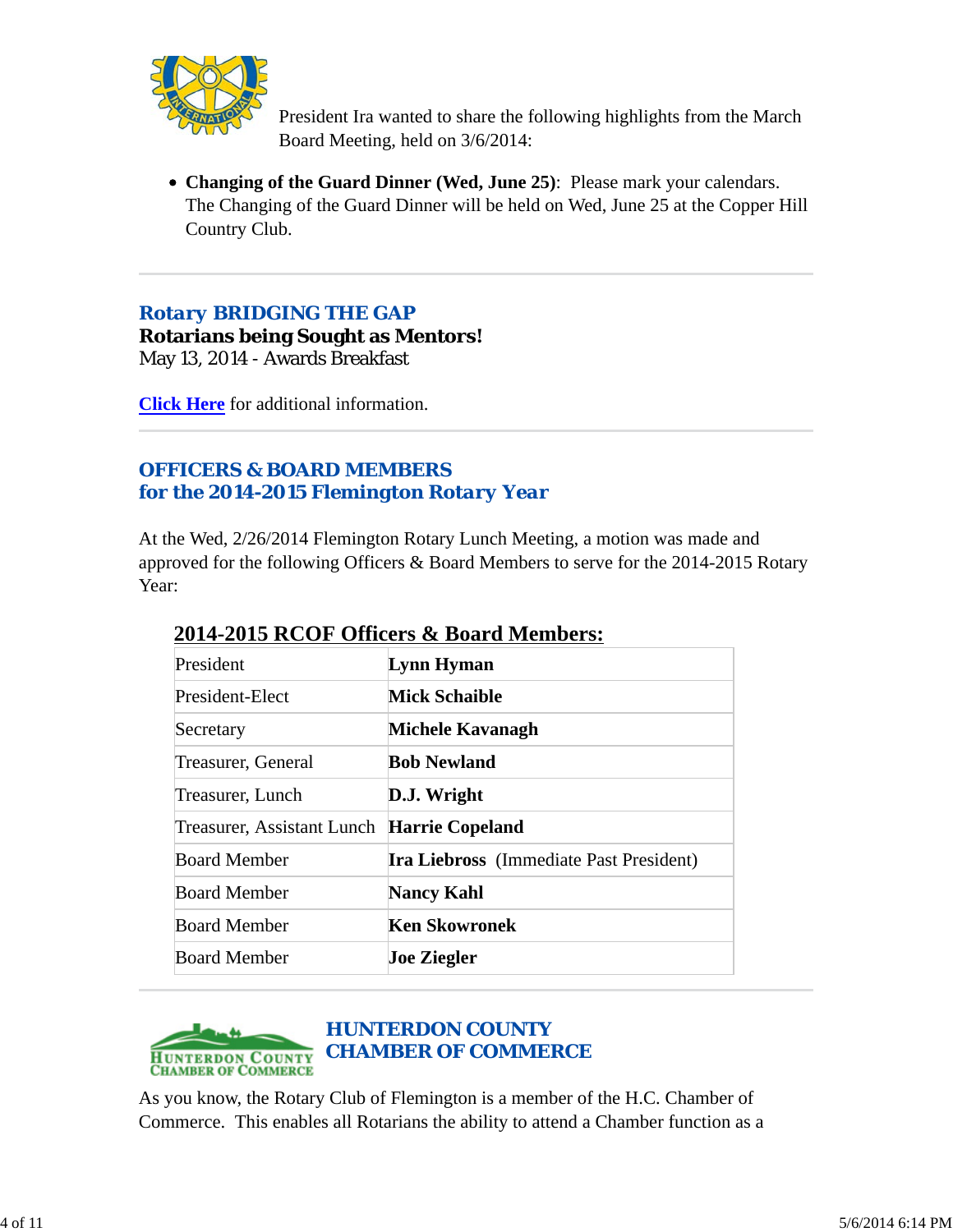President Ira wanted to share the following highlights from the March Board Meeting, held on 3/6/2014:

- **Changing of the Guard Dinner (Wed, June 25)**: Please mark your calendars. The Changing of the Guard Dinner will be held on Wed, June 25 at the Copper Hill Country Club.

---

## Rotary BRIDGING THE GAP

**Rotarians being Sought as Mentors!**

May 13, 2014 - Awards Breakfast

**Click Here** for additional information.

---

## OFFICERS & BOARD MEMBERS for the 2014-2015 Flemington Rotary Year

At the Wed, 2/26/2014 Flemington Rotary Lunch Meeting, a motion was made and approved for the following Officers & Board Members to serve for the 2014-2015 Rotary Year:

**2014-2015 RCOF Officers & Board Members:**

| | |
|---|---|
| President | **Lynn Hyman** |
| President-Elect | **Mick Schaible** |
| Secretary | **Michele Kavanagh** |
| Treasurer, General | **Bob Newland** |
| Treasurer, Lunch | **D.J. Wright** |
| Treasurer, Assistant Lunch | **Harrie Copeland** |
| Board Member | **Ira Liebross** (Immediate Past President) |
| Board Member | **Nancy Kahl** |
| Board Member | **Ken Skowronek** |
| Board Member | **Joe Ziegler** |

---

## HUNTERDON COUNTY CHAMBER OF COMMERCE

As you know, the Rotary Club of Flemington is a member of the H.C. Chamber of Commerce. This enables all Rotarians the ability to attend a Chamber function as a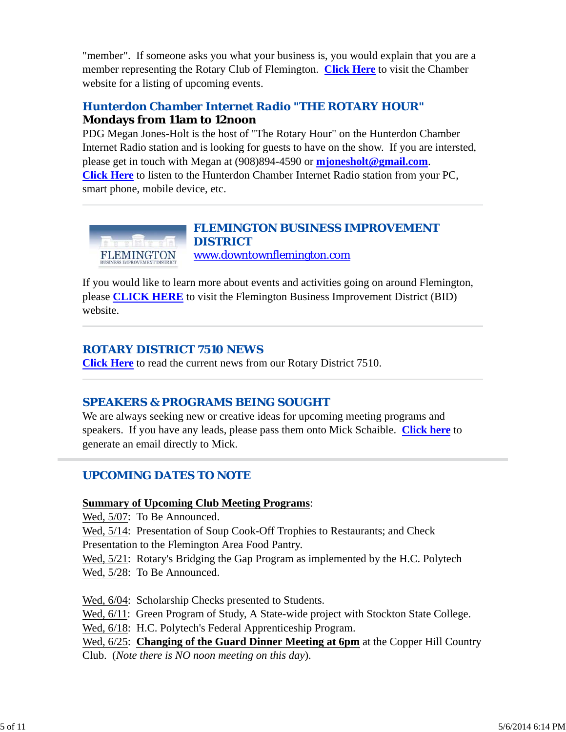"member". If someone asks you what your business is, you would explain that you are a member representing the Rotary Club of Flemington. **Click Here** to visit the Chamber website for a listing of upcoming events.

## Hunterdon Chamber Internet Radio "THE ROTARY HOUR"

**Mondays from 11am to 12noon**

PDG Megan Jones-Holt is the host of "The Rotary Hour" on the Hunterdon Chamber Internet Radio station and is looking for guests to have on the show. If you are intersted, please get in touch with Megan at (908)894-4590 or **mjonesholt@gmail.com**. **Click Here** to listen to the Hunterdon Chamber Internet Radio station from your PC, smart phone, mobile device, etc.

---

FLEMINGTON
BUSINESS IMPROVEMENT DISTRICT

## FLEMINGTON BUSINESS IMPROVEMENT DISTRICT

www.downtownflemington.com

If you would like to learn more about events and activities going on around Flemington, please **CLICK HERE** to visit the Flemington Business Improvement District (BID) website.

---

## ROTARY DISTRICT 7510 NEWS

**Click Here** to read the current news from our Rotary District 7510.

---

## SPEAKERS & PROGRAMS BEING SOUGHT

We are always seeking new or creative ideas for upcoming meeting programs and speakers. If you have any leads, please pass them onto Mick Schaible. **Click here** to generate an email directly to Mick.

---

## UPCOMING DATES TO NOTE

**Summary of Upcoming Club Meeting Programs**:

Wed, 5/07: To Be Announced.
Wed, 5/14: Presentation of Soup Cook-Off Trophies to Restaurants; and Check Presentation to the Flemington Area Food Pantry.
Wed, 5/21: Rotary's Bridging the Gap Program as implemented by the H.C. Polytech
Wed, 5/28: To Be Announced.

Wed, 6/04: Scholarship Checks presented to Students.
Wed, 6/11: Green Program of Study, A State-wide project with Stockton State College.
Wed, 6/18: H.C. Polytech's Federal Apprenticeship Program.
Wed, 6/25: **Changing of the Guard Dinner Meeting at 6pm** at the Copper Hill Country Club. (*Note there is NO noon meeting on this day*).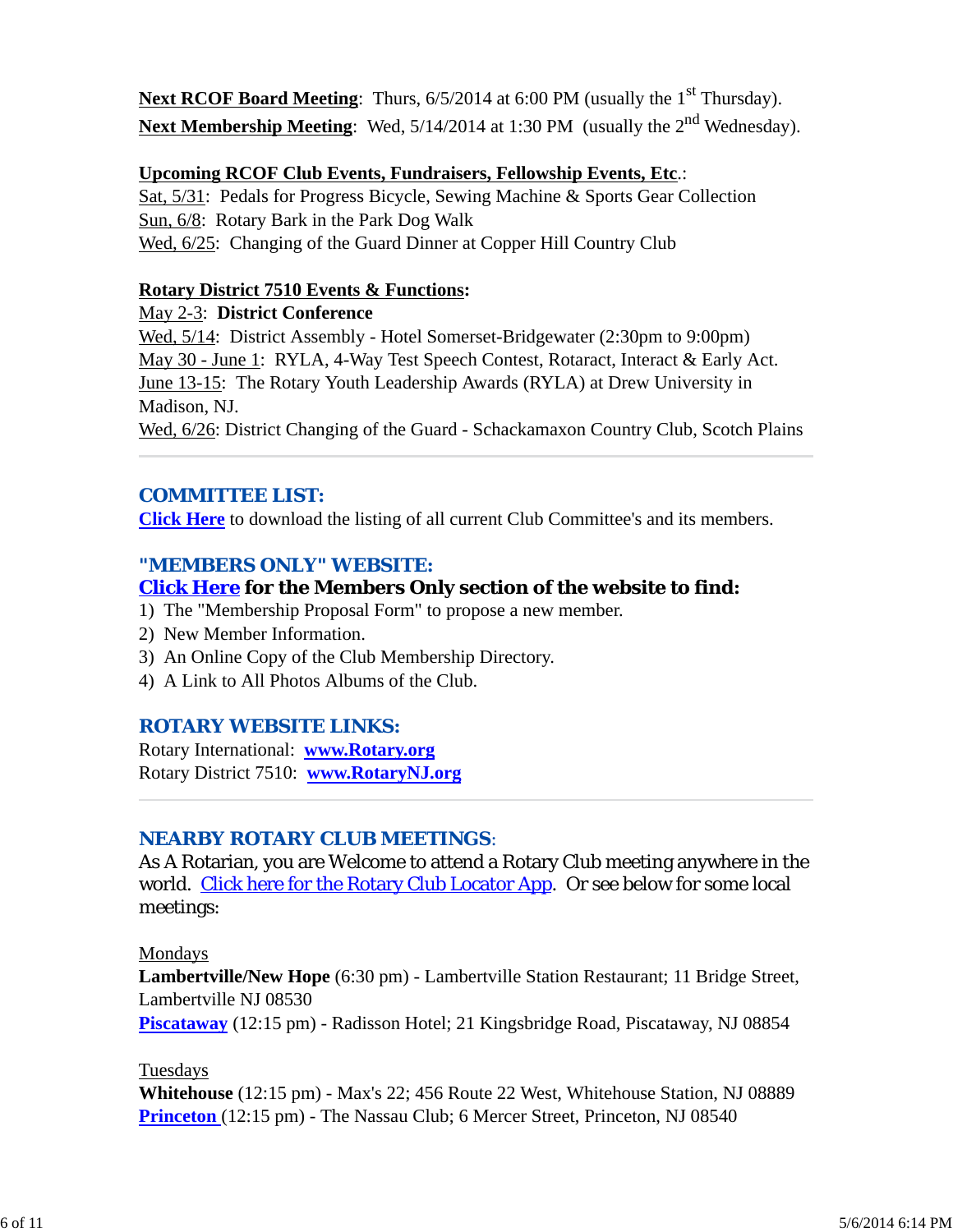**Next RCOF Board Meeting**: Thurs, 6/5/2014 at 6:00 PM (usually the 1st Thursday).
**Next Membership Meeting**: Wed, 5/14/2014 at 1:30 PM (usually the 2nd Wednesday).

**Upcoming RCOF Club Events, Fundraisers, Fellowship Events, Etc.**:
Sat, 5/31: Pedals for Progress Bicycle, Sewing Machine & Sports Gear Collection
Sun, 6/8: Rotary Bark in the Park Dog Walk
Wed, 6/25: Changing of the Guard Dinner at Copper Hill Country Club

**Rotary District 7510 Events & Functions:**
May 2-3: **District Conference**
Wed, 5/14: District Assembly - Hotel Somerset-Bridgewater (2:30pm to 9:00pm)
May 30 - June 1: RYLA, 4-Way Test Speech Contest, Rotaract, Interact & Early Act.
June 13-15: The Rotary Youth Leadership Awards (RYLA) at Drew University in Madison, NJ.
Wed, 6/26: District Changing of the Guard - Schackamaxon Country Club, Scotch Plains

---

## COMMITTEE LIST:

**Click Here** to download the listing of all current Club Committee's and its members.

## "MEMBERS ONLY" WEBSITE:

**Click Here for the Members Only section of the website to find:**

1) The "Membership Proposal Form" to propose a new member.
2) New Member Information.
3) An Online Copy of the Club Membership Directory.
4) A Link to All Photos Albums of the Club.

## ROTARY WEBSITE LINKS:

Rotary International: **www.Rotary.org**
Rotary District 7510: **www.RotaryNJ.org**

---

## NEARBY ROTARY CLUB MEETINGS:

As A Rotarian, you are Welcome to attend a Rotary Club meeting anywhere in the world. Click here for the Rotary Club Locator App. Or see below for some local meetings:

Mondays
**Lambertville/New Hope** (6:30 pm) - Lambertville Station Restaurant; 11 Bridge Street, Lambertville NJ 08530
**Piscataway** (12:15 pm) - Radisson Hotel; 21 Kingsbridge Road, Piscataway, NJ 08854

Tuesdays
**Whitehouse** (12:15 pm) - Max's 22; 456 Route 22 West, Whitehouse Station, NJ 08889
**Princeton** (12:15 pm) - The Nassau Club; 6 Mercer Street, Princeton, NJ 08540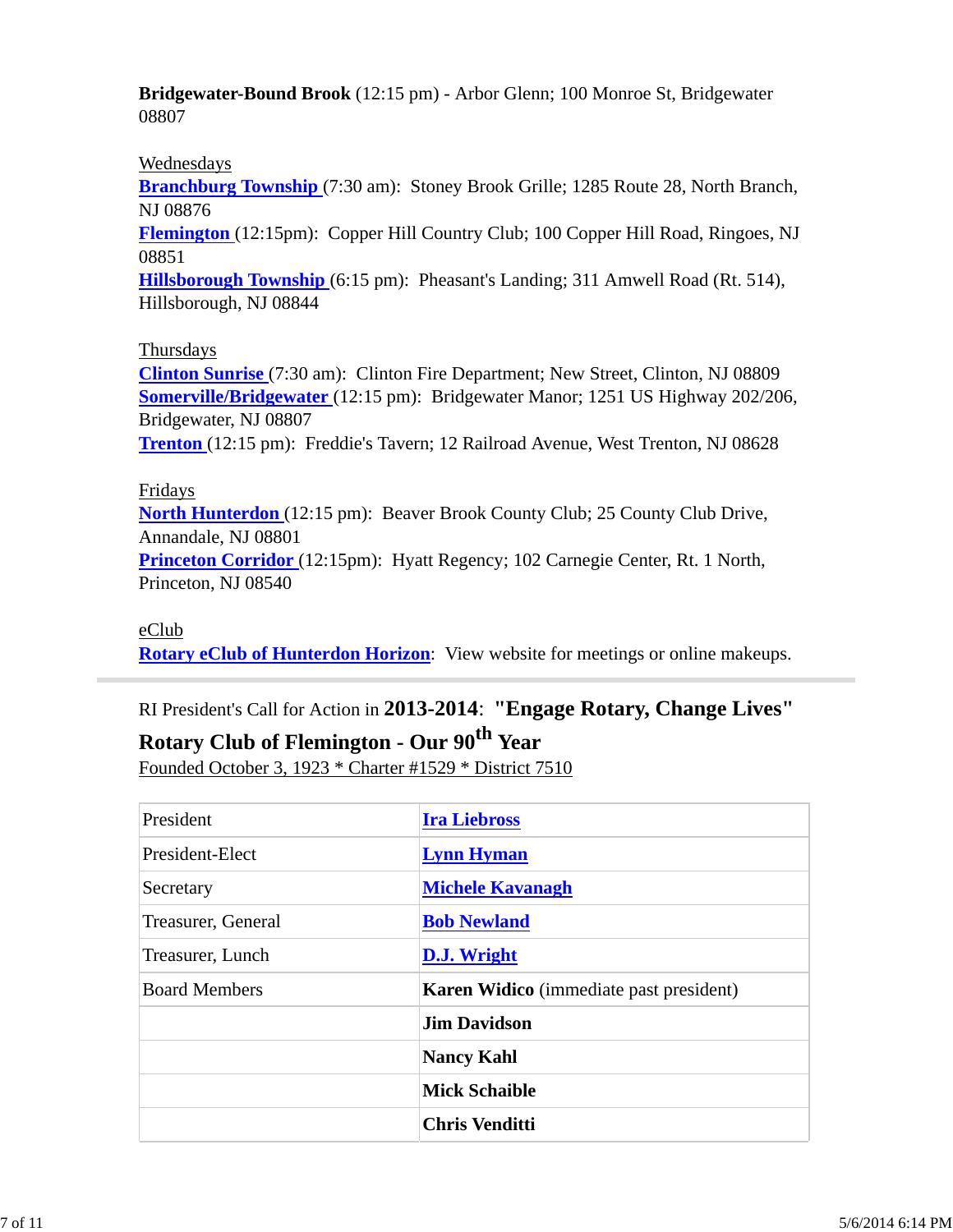**Bridgewater-Bound Brook** (12:15 pm) - Arbor Glenn; 100 Monroe St, Bridgewater 08807

Wednesdays
**Branchburg Township** (7:30 am): Stoney Brook Grille; 1285 Route 28, North Branch, NJ 08876
**Flemington** (12:15pm): Copper Hill Country Club; 100 Copper Hill Road, Ringoes, NJ 08851
**Hillsborough Township** (6:15 pm): Pheasant's Landing; 311 Amwell Road (Rt. 514), Hillsborough, NJ 08844

Thursdays
**Clinton Sunrise** (7:30 am): Clinton Fire Department; New Street, Clinton, NJ 08809
**Somerville/Bridgewater** (12:15 pm): Bridgewater Manor; 1251 US Highway 202/206, Bridgewater, NJ 08807
**Trenton** (12:15 pm): Freddie's Tavern; 12 Railroad Avenue, West Trenton, NJ 08628

Fridays
**North Hunterdon** (12:15 pm): Beaver Brook County Club; 25 County Club Drive, Annandale, NJ 08801
**Princeton Corridor** (12:15pm): Hyatt Regency; 102 Carnegie Center, Rt. 1 North, Princeton, NJ 08540

eClub
**Rotary eClub of Hunterdon Horizon**: View website for meetings or online makeups.

---

RI President's Call for Action in **2013-2014**: **"Engage Rotary, Change Lives"**

**Rotary Club of Flemington - Our 90th Year**
Founded October 3, 1923 * Charter #1529 * District 7510

| | |
|---|---|
| President | **Ira Liebross** |
| President-Elect | **Lynn Hyman** |
| Secretary | **Michele Kavanagh** |
| Treasurer, General | **Bob Newland** |
| Treasurer, Lunch | **D.J. Wright** |
| Board Members | **Karen Widico** (immediate past president) |
| | **Jim Davidson** |
| | **Nancy Kahl** |
| | **Mick Schaible** |
| | **Chris Venditti** |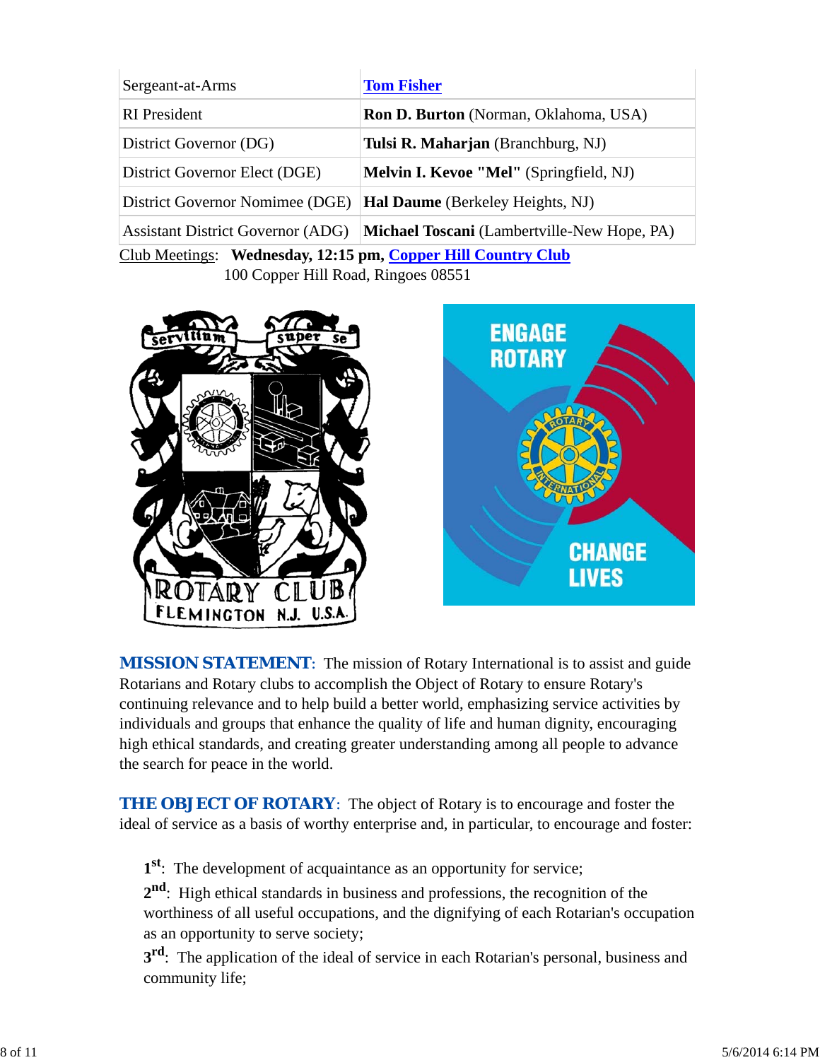| | |
|---|---|
| Sergeant-at-Arms | Tom Fisher |
| RI President | **Ron D. Burton** (Norman, Oklahoma, USA) |
| District Governor (DG) | **Tulsi R. Maharjan** (Branchburg, NJ) |
| District Governor Elect (DGE) | **Melvin I. Kevoe "Mel"** (Springfield, NJ) |
| District Governor Nominee (DGE) | **Hal Daume** (Berkeley Heights, NJ) |
| Assistant District Governor (ADG) | **Michael Toscani** (Lambertville-New Hope, PA) |

Club Meetings: **Wednesday, 12:15 pm, Copper Hill Country Club**
100 Copper Hill Road, Ringoes 08551

**MISSION STATEMENT**: The mission of Rotary International is to assist and guide Rotarians and Rotary clubs to accomplish the Object of Rotary to ensure Rotary's continuing relevance and to help build a better world, emphasizing service activities by individuals and groups that enhance the quality of life and human dignity, encouraging high ethical standards, and creating greater understanding among all people to advance the search for peace in the world.

**THE OBJECT OF ROTARY**: The object of Rotary is to encourage and foster the ideal of service as a basis of worthy enterprise and, in particular, to encourage and foster:

**1st**: The development of acquaintance as an opportunity for service;

**2nd**: High ethical standards in business and professions, the recognition of the worthiness of all useful occupations, and the dignifying of each Rotarian's occupation as an opportunity to serve society;

**3rd**: The application of the ideal of service in each Rotarian's personal, business and community life;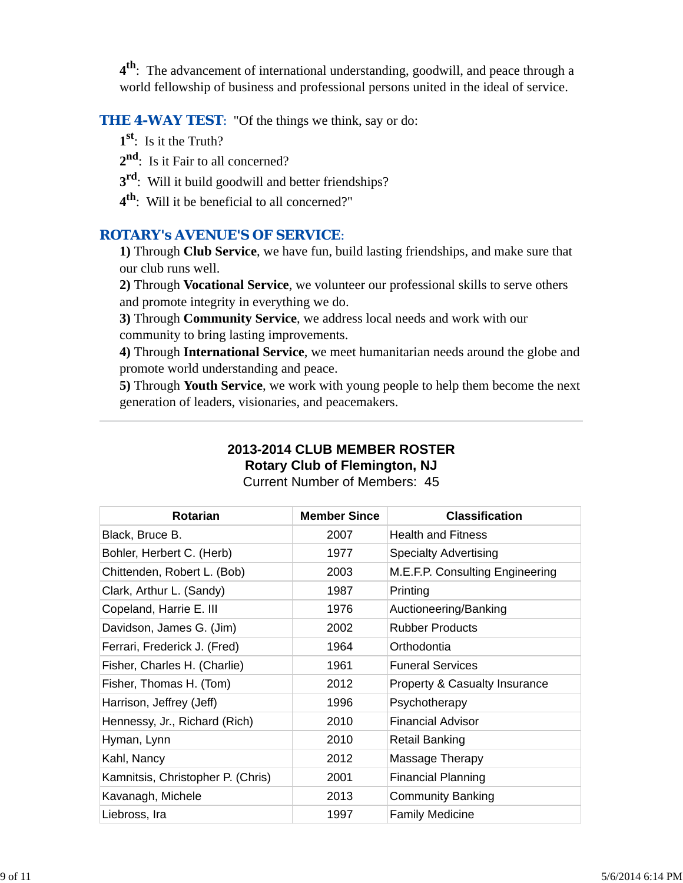4th: The advancement of international understanding, goodwill, and peace through a world fellowship of business and professional persons united in the ideal of service.

**THE 4-WAY TEST**: "Of the things we think, say or do:

1st: Is it the Truth?

2nd: Is it Fair to all concerned?

3rd: Will it build goodwill and better friendships?

4th: Will it be beneficial to all concerned?"

**ROTARY's AVENUE'S OF SERVICE**:

**1)** Through **Club Service**, we have fun, build lasting friendships, and make sure that our club runs well.

**2)** Through **Vocational Service**, we volunteer our professional skills to serve others and promote integrity in everything we do.

**3)** Through **Community Service**, we address local needs and work with our community to bring lasting improvements.

**4)** Through **International Service**, we meet humanitarian needs around the globe and promote world understanding and peace.

**5)** Through **Youth Service**, we work with young people to help them become the next generation of leaders, visionaries, and peacemakers.

---

**2013-2014 CLUB MEMBER ROSTER**
**Rotary Club of Flemington, NJ**
Current Number of Members: 45

| Rotarian | Member Since | Classification |
|---|---|---|
| Black, Bruce B. | 2007 | Health and Fitness |
| Bohler, Herbert C. (Herb) | 1977 | Specialty Advertising |
| Chittenden, Robert L. (Bob) | 2003 | M.E.F.P. Consulting Engineering |
| Clark, Arthur L. (Sandy) | 1987 | Printing |
| Copeland, Harrie E. III | 1976 | Auctioneering/Banking |
| Davidson, James G. (Jim) | 2002 | Rubber Products |
| Ferrari, Frederick J. (Fred) | 1964 | Orthodontia |
| Fisher, Charles H. (Charlie) | 1961 | Funeral Services |
| Fisher, Thomas H. (Tom) | 2012 | Property & Casualty Insurance |
| Harrison, Jeffrey (Jeff) | 1996 | Psychotherapy |
| Hennessy, Jr., Richard (Rich) | 2010 | Financial Advisor |
| Hyman, Lynn | 2010 | Retail Banking |
| Kahl, Nancy | 2012 | Massage Therapy |
| Kamnitsis, Christopher P. (Chris) | 2001 | Financial Planning |
| Kavanagh, Michele | 2013 | Community Banking |
| Liebross, Ira | 1997 | Family Medicine |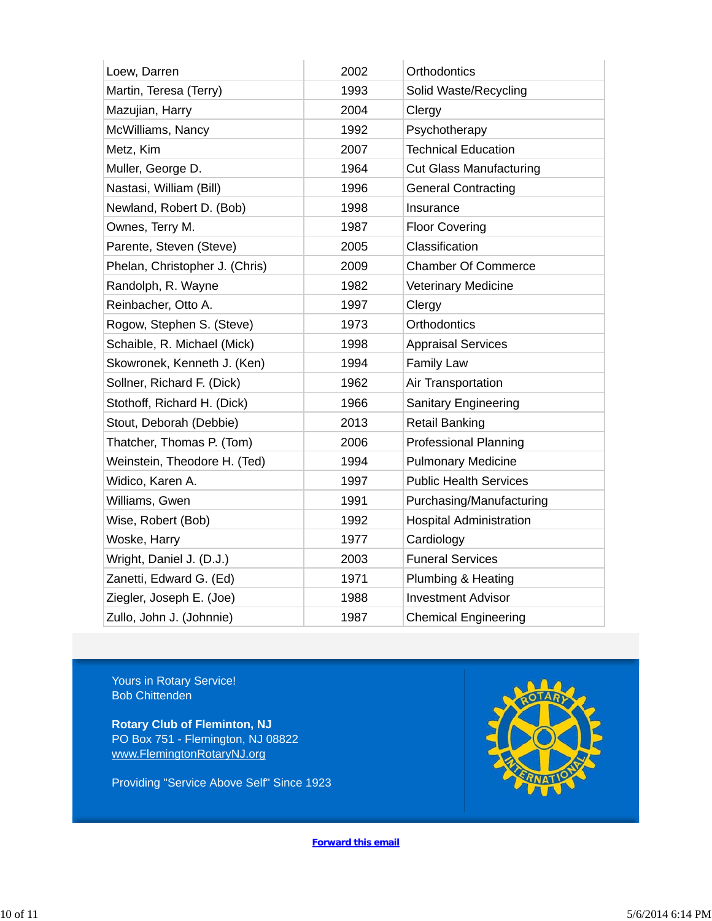| | | |
|---|---|---|
| Loew, Darren | 2002 | Orthodontics |
| Martin, Teresa (Terry) | 1993 | Solid Waste/Recycling |
| Mazujian, Harry | 2004 | Clergy |
| McWilliams, Nancy | 1992 | Psychotherapy |
| Metz, Kim | 2007 | Technical Education |
| Muller, George D. | 1964 | Cut Glass Manufacturing |
| Nastasi, William (Bill) | 1996 | General Contracting |
| Newland, Robert D. (Bob) | 1998 | Insurance |
| Ownes, Terry M. | 1987 | Floor Covering |
| Parente, Steven (Steve) | 2005 | Classification |
| Phelan, Christopher J. (Chris) | 2009 | Chamber Of Commerce |
| Randolph, R. Wayne | 1982 | Veterinary Medicine |
| Reinbacher, Otto A. | 1997 | Clergy |
| Rogow, Stephen S. (Steve) | 1973 | Orthodontics |
| Schaible, R. Michael (Mick) | 1998 | Appraisal Services |
| Skowronek, Kenneth J. (Ken) | 1994 | Family Law |
| Sollner, Richard F. (Dick) | 1962 | Air Transportation |
| Stothoff, Richard H. (Dick) | 1966 | Sanitary Engineering |
| Stout, Deborah (Debbie) | 2013 | Retail Banking |
| Thatcher, Thomas P. (Tom) | 2006 | Professional Planning |
| Weinstein, Theodore H. (Ted) | 1994 | Pulmonary Medicine |
| Widico, Karen A. | 1997 | Public Health Services |
| Williams, Gwen | 1991 | Purchasing/Manufacturing |
| Wise, Robert (Bob) | 1992 | Hospital Administration |
| Woske, Harry | 1977 | Cardiology |
| Wright, Daniel J. (D.J.) | 2003 | Funeral Services |
| Zanetti, Edward G. (Ed) | 1971 | Plumbing & Heating |
| Ziegler, Joseph E. (Joe) | 1988 | Investment Advisor |
| Zullo, John J. (Johnnie) | 1987 | Chemical Engineering |

Yours in Rotary Service!
Bob Chittenden

**Rotary Club of Fleminton, NJ**
PO Box 751 - Flemington, NJ 08822
www.FlemingtonRotaryNJ.org

Providing "Service Above Self" Since 1923

**Forward this email**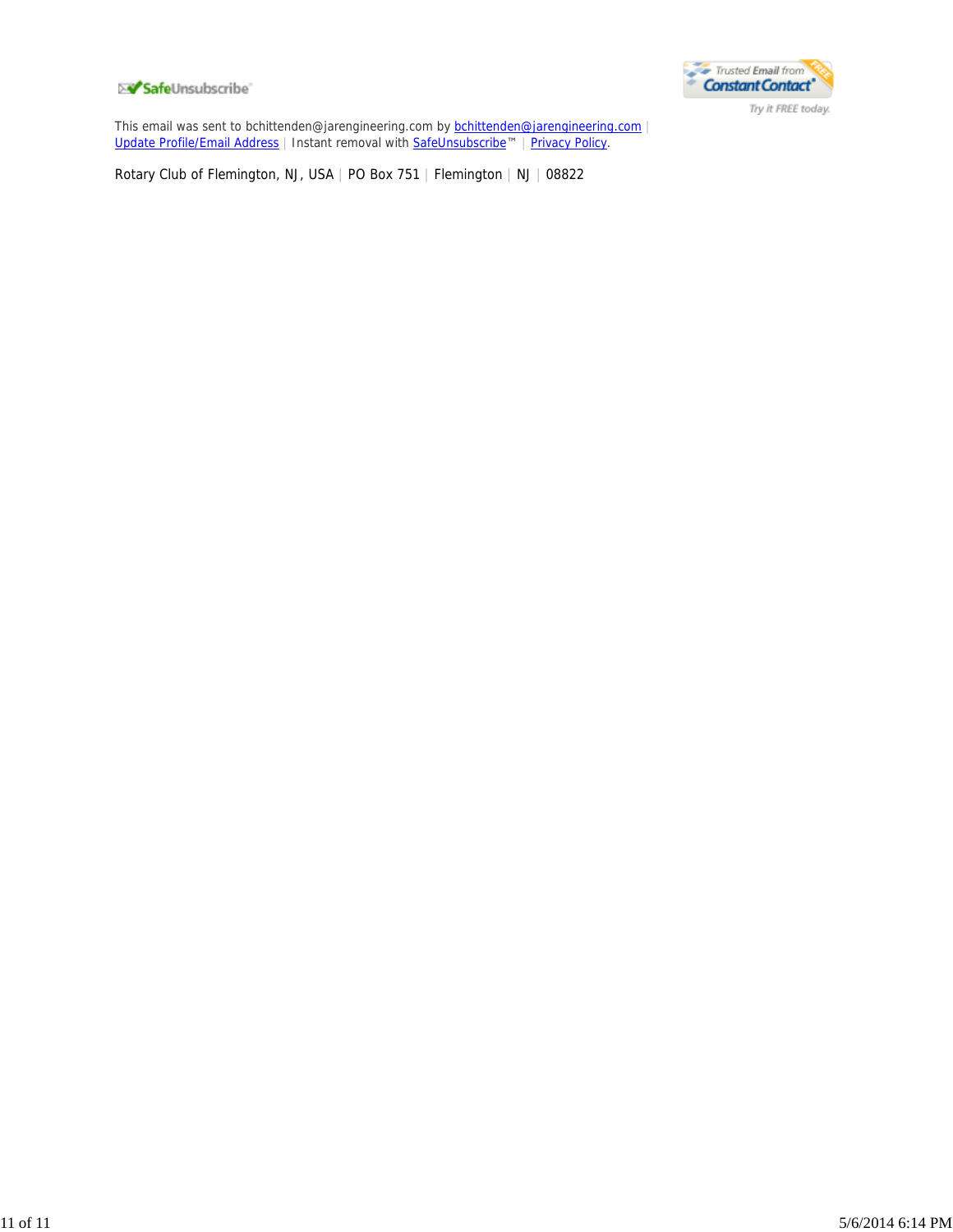SafeUnsubscribe

Trusted Email from Constant Contact

Try it FREE today.

This email was sent to bchittenden@jarengineering.com by bchittenden@jarengineering.com | Update Profile/Email Address | Instant removal with SafeUnsubscribe™ | Privacy Policy.

Rotary Club of Flemington, NJ, USA | PO Box 751 | Flemington | NJ | 08822